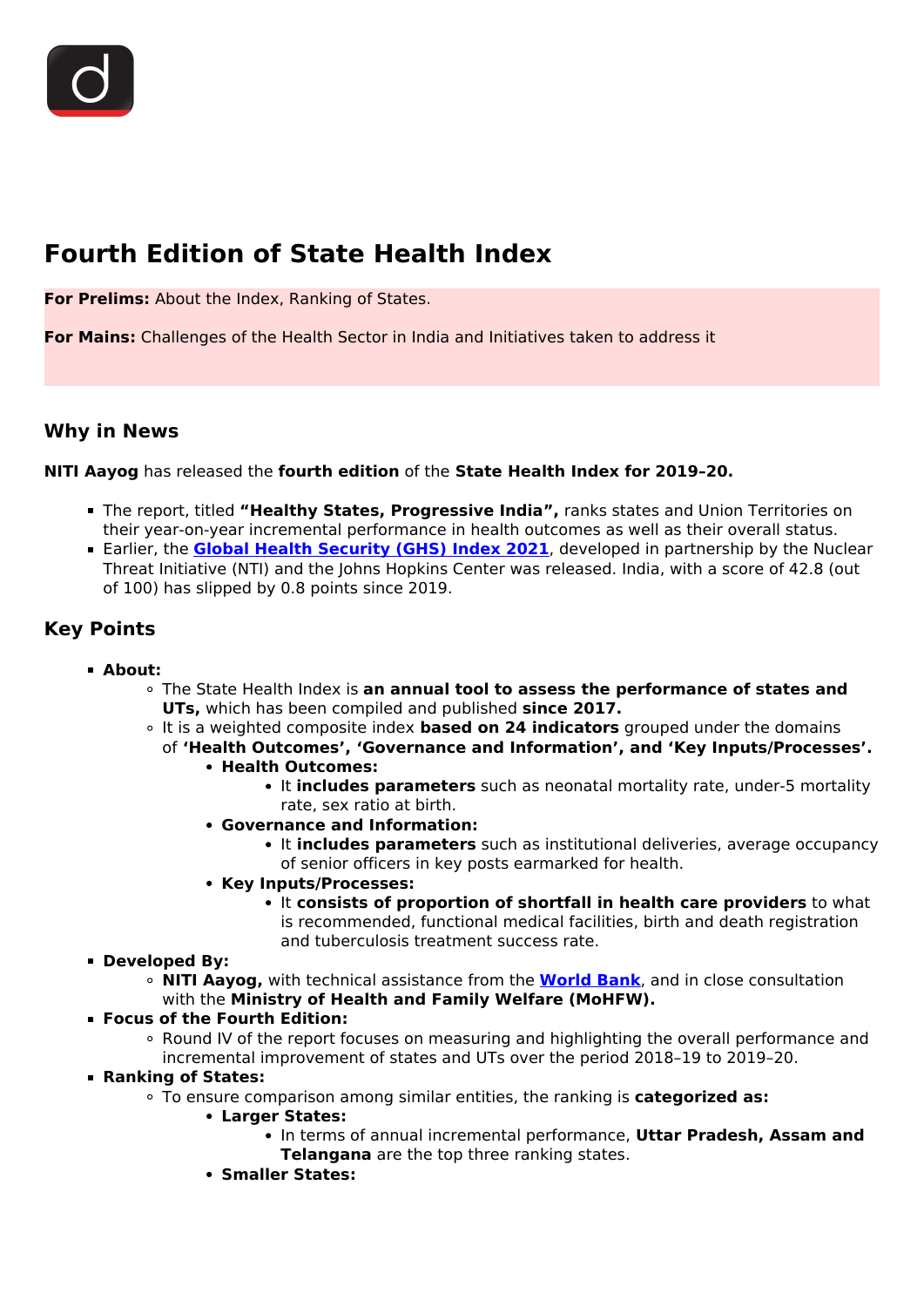# Fourth Edition of State Health Index

**For Prelims:** About the Index, Ranking of States.

**For Mains:** Challenges of the Health Sector in India and Initiatives taken to address it

## Why in News

**NITI Aayog** has released the **fourth edition** of the **State Health Index for 2019–20.**

- The report, titled **"Healthy States, Progressive India",** ranks states and Union Territories on their year-on-year incremental performance in health outcomes as well as their overall status.
- Earlier, the **Global Health Security (GHS) Index 2021**, developed in partnership by the Nuclear Threat Initiative (NTI) and the Johns Hopkins Center was released. India, with a score of 42.8 (out of 100) has slipped by 0.8 points since 2019.

## Key Points

- **About:**
  - The State Health Index is **an annual tool to assess the performance of states and UTs,** which has been compiled and published **since 2017.**
  - It is a weighted composite index **based on 24 indicators** grouped under the domains of **'Health Outcomes', 'Governance and Information', and 'Key Inputs/Processes'.**
    - **Health Outcomes:**
      - It **includes parameters** such as neonatal mortality rate, under-5 mortality rate, sex ratio at birth.
    - **Governance and Information:**
      - It **includes parameters** such as institutional deliveries, average occupancy of senior officers in key posts earmarked for health.
    - **Key Inputs/Processes:**
      - It **consists of proportion of shortfall in health care providers** to what is recommended, functional medical facilities, birth and death registration and tuberculosis treatment success rate.
- **Developed By:**
  - **NITI Aayog,** with technical assistance from the **World Bank**, and in close consultation with the **Ministry of Health and Family Welfare (MoHFW).**
- **Focus of the Fourth Edition:**
  - Round IV of the report focuses on measuring and highlighting the overall performance and incremental improvement of states and UTs over the period 2018–19 to 2019–20.
- **Ranking of States:**
  - To ensure comparison among similar entities, the ranking is **categorized as:**
    - **Larger States:**
      - In terms of annual incremental performance, **Uttar Pradesh, Assam and Telangana** are the top three ranking states.
    - **Smaller States:**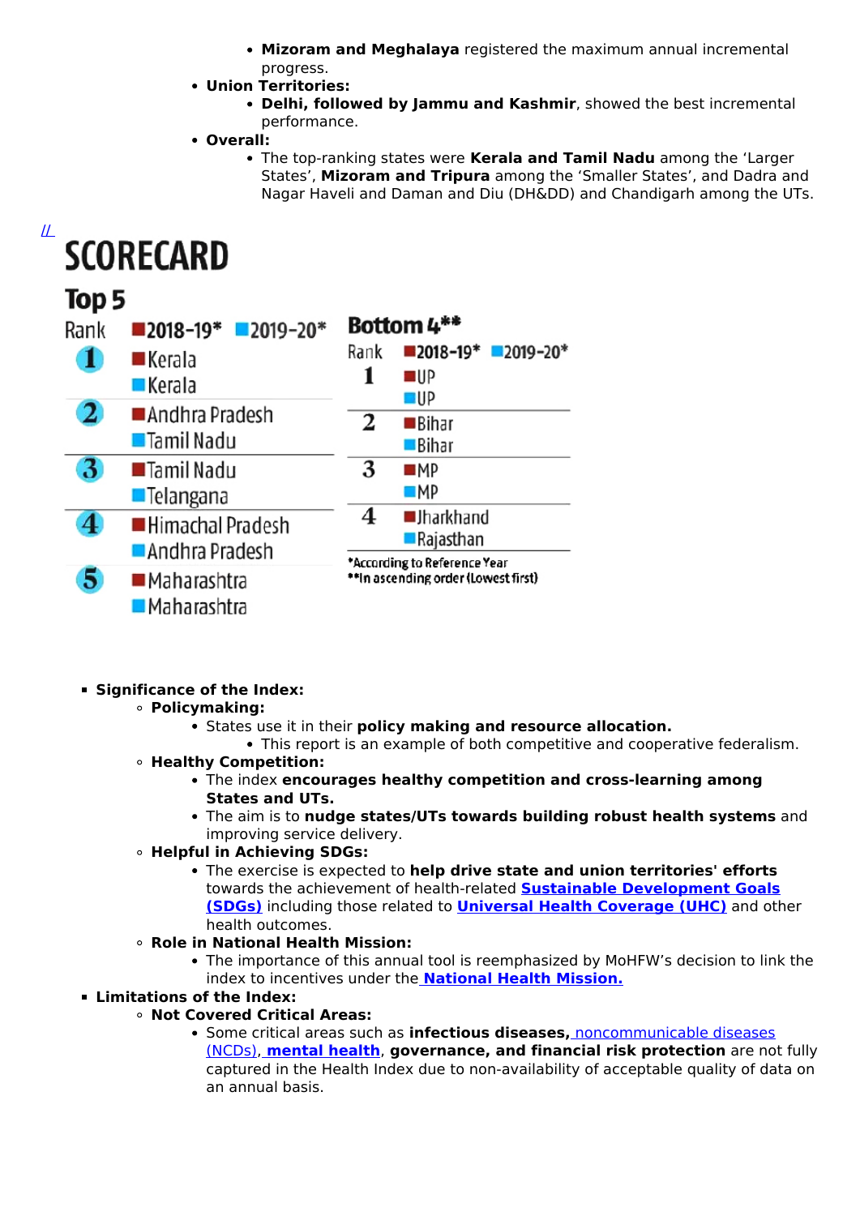- **Mizoram and Meghalaya** registered the maximum annual incremental progress.
- **Union Territories:**
  - **Delhi, followed by Jammu and Kashmir**, showed the best incremental performance.
- **Overall:**
  - The top-ranking states were **Kerala and Tamil Nadu** among the 'Larger States', **Mizoram and Tripura** among the 'Smaller States', and Dadra and Nagar Haveli and Daman and Diu (DH&DD) and Chandigarh among the UTs.

//

# SCORECARD

## Top 5

| Rank | 2018-19* | 2019-20* |
|---|---|---|
| 1 | Kerala | Kerala |
| 2 | Andhra Pradesh | Tamil Nadu |
| 3 | Tamil Nadu | Telangana |
| 4 | Himachal Pradesh | Andhra Pradesh |
| 5 | Maharashtra | Maharashtra |

## Bottom 4**

| Rank | 2018-19* | 2019-20* |
|---|---|---|
| 1 | UP | UP |
| 2 | Bihar | Bihar |
| 3 | MP | MP |
| 4 | Jharkhand | Rajasthan |

*According to Reference Year
**In ascending order (Lowest first)

- **Significance of the Index:**
  - **Policymaking:**
    - States use it in their **policy making and resource allocation.**
      - This report is an example of both competitive and cooperative federalism.
  - **Healthy Competition:**
    - The index **encourages healthy competition and cross-learning among States and UTs.**
    - The aim is to **nudge states/UTs towards building robust health systems** and improving service delivery.
  - **Helpful in Achieving SDGs:**
    - The exercise is expected to **help drive state and union territories' efforts** towards the achievement of health-related **Sustainable Development Goals (SDGs)** including those related to **Universal Health Coverage (UHC)** and other health outcomes.
  - **Role in National Health Mission:**
    - The importance of this annual tool is reemphasized by MoHFW's decision to link the index to incentives under the **National Health Mission.**
- **Limitations of the Index:**
  - **Not Covered Critical Areas:**
    - Some critical areas such as **infectious diseases,** noncommunicable diseases (NCDs), **mental health**, **governance, and financial risk protection** are not fully captured in the Health Index due to non-availability of acceptable quality of data on an annual basis.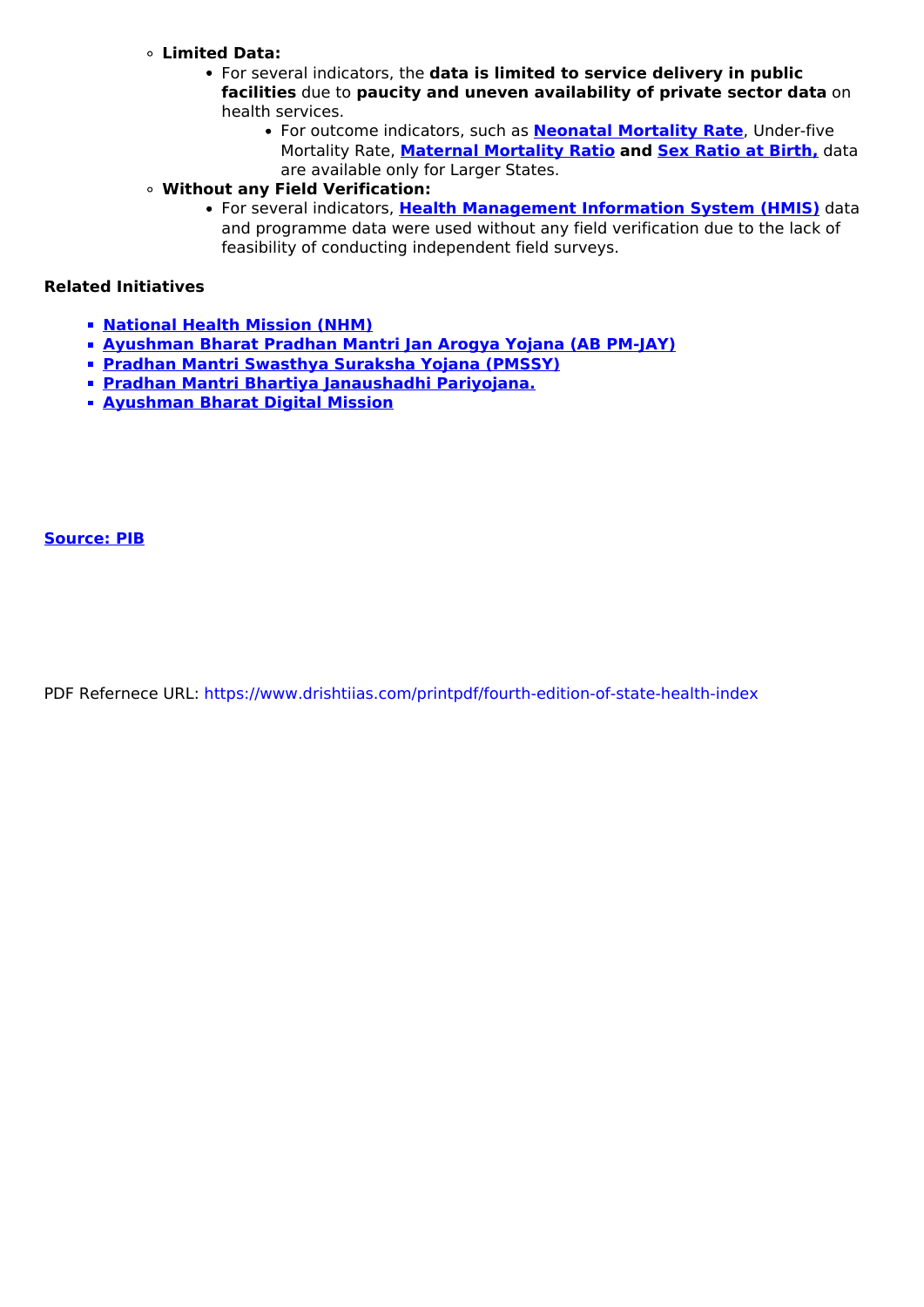- **Limited Data:**
  - For several indicators, the **data is limited to service delivery in public facilities** due to **paucity and uneven availability of private sector data** on health services.
    - For outcome indicators, such as **Neonatal Mortality Rate**, Under-five Mortality Rate, **Maternal Mortality Ratio and Sex Ratio at Birth,** data are available only for Larger States.
- **Without any Field Verification:**
  - For several indicators, **Health Management Information System (HMIS)** data and programme data were used without any field verification due to the lack of feasibility of conducting independent field surveys.

**Related Initiatives**

- **National Health Mission (NHM)**
- **Ayushman Bharat Pradhan Mantri Jan Arogya Yojana (AB PM-JAY)**
- **Pradhan Mantri Swasthya Suraksha Yojana (PMSSY)**
- **Pradhan Mantri Bhartiya Janaushadhi Pariyojana.**
- **Ayushman Bharat Digital Mission**

**Source: PIB**

PDF Refernece URL: https://www.drishtiias.com/printpdf/fourth-edition-of-state-health-index